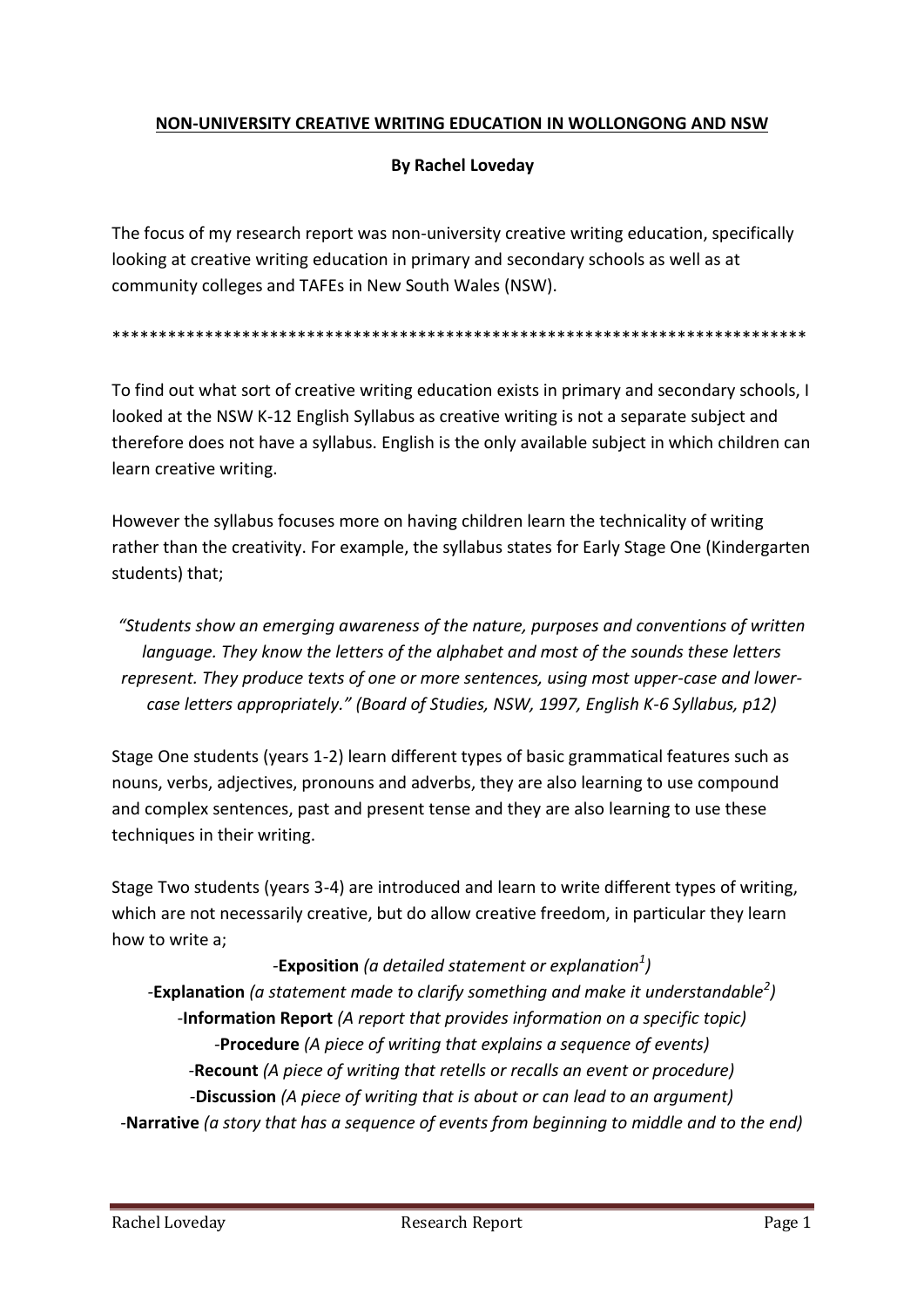# NON-UNIVERSITY CREATIVE WRITING EDUCATION IN WOLLONGONG AND NSW

**By Rachel Loveday**

The focus of my research report was non-university creative writing education, specifically looking at creative writing education in primary and secondary schools as well as at community colleges and TAFEs in New South Wales (NSW).

****************************************************************************

To find out what sort of creative writing education exists in primary and secondary schools, I looked at the NSW K-12 English Syllabus as creative writing is not a separate subject and therefore does not have a syllabus. English is the only available subject in which children can learn creative writing.

However the syllabus focuses more on having children learn the technicality of writing rather than the creativity. For example, the syllabus states for Early Stage One (Kindergarten students) that;

*"Students show an emerging awareness of the nature, purposes and conventions of written language. They know the letters of the alphabet and most of the sounds these letters represent. They produce texts of one or more sentences, using most upper-case and lower-case letters appropriately." (Board of Studies, NSW, 1997, English K-6 Syllabus, p12)*

Stage One students (years 1-2) learn different types of basic grammatical features such as nouns, verbs, adjectives, pronouns and adverbs, they are also learning to use compound and complex sentences, past and present tense and they are also learning to use these techniques in their writing.

Stage Two students (years 3-4) are introduced and learn to write different types of writing, which are not necessarily creative, but do allow creative freedom, in particular they learn how to write a;

-**Exposition** *(a detailed statement or explanation[1])*
-**Explanation** *(a statement made to clarify something and make it understandable[2])*
-**Information Report** *(A report that provides information on a specific topic)*
-**Procedure** *(A piece of writing that explains a sequence of events)*
-**Recount** *(A piece of writing that retells or recalls an event or procedure)*
-**Discussion** *(A piece of writing that is about or can lead to an argument)*
-**Narrative** *(a story that has a sequence of events from beginning to middle and to the end)*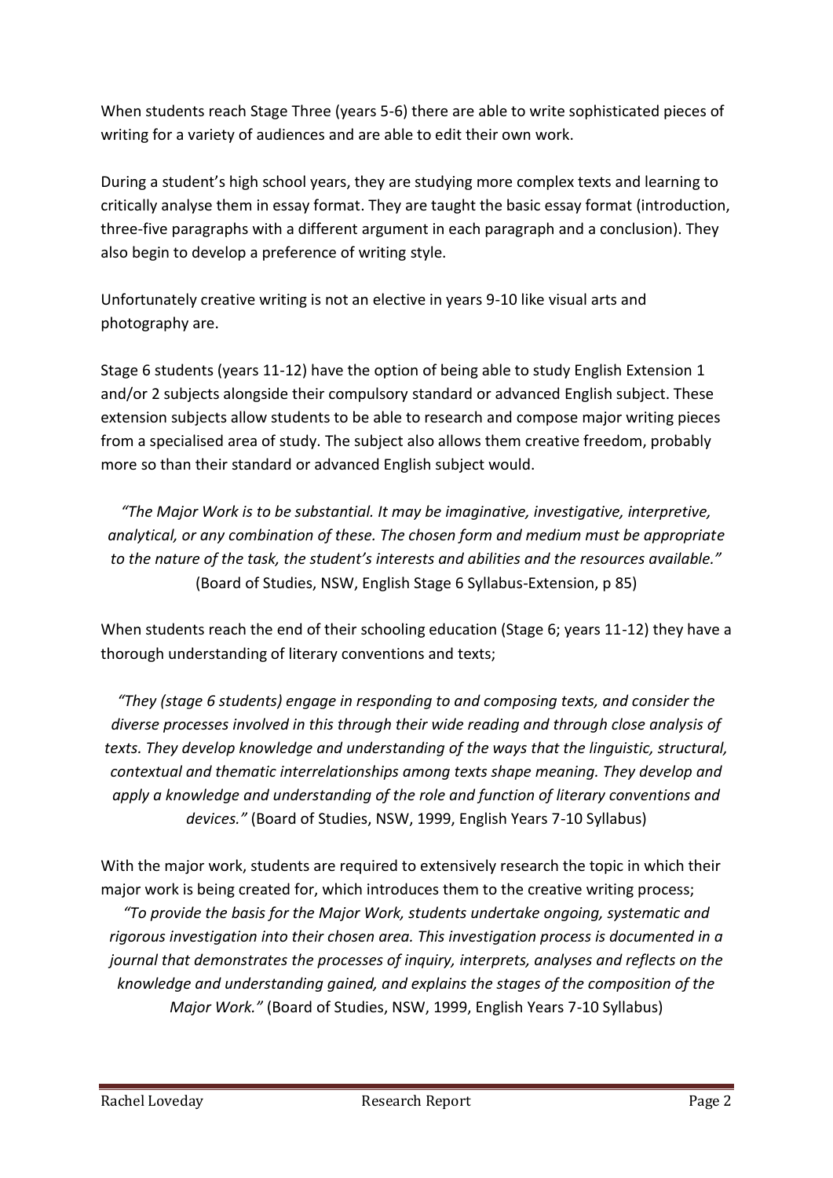When students reach Stage Three (years 5-6) there are able to write sophisticated pieces of writing for a variety of audiences and are able to edit their own work.

During a student's high school years, they are studying more complex texts and learning to critically analyse them in essay format. They are taught the basic essay format (introduction, three-five paragraphs with a different argument in each paragraph and a conclusion). They also begin to develop a preference of writing style.

Unfortunately creative writing is not an elective in years 9-10 like visual arts and photography are.

Stage 6 students (years 11-12) have the option of being able to study English Extension 1 and/or 2 subjects alongside their compulsory standard or advanced English subject. These extension subjects allow students to be able to research and compose major writing pieces from a specialised area of study. The subject also allows them creative freedom, probably more so than their standard or advanced English subject would.

*"The Major Work is to be substantial. It may be imaginative, investigative, interpretive, analytical, or any combination of these. The chosen form and medium must be appropriate to the nature of the task, the student's interests and abilities and the resources available."* (Board of Studies, NSW, English Stage 6 Syllabus-Extension, p 85)

When students reach the end of their schooling education (Stage 6; years 11-12) they have a thorough understanding of literary conventions and texts;

*"They (stage 6 students) engage in responding to and composing texts, and consider the diverse processes involved in this through their wide reading and through close analysis of texts. They develop knowledge and understanding of the ways that the linguistic, structural, contextual and thematic interrelationships among texts shape meaning. They develop and apply a knowledge and understanding of the role and function of literary conventions and devices."* (Board of Studies, NSW, 1999, English Years 7-10 Syllabus)

With the major work, students are required to extensively research the topic in which their major work is being created for, which introduces them to the creative writing process;

*"To provide the basis for the Major Work, students undertake ongoing, systematic and rigorous investigation into their chosen area. This investigation process is documented in a journal that demonstrates the processes of inquiry, interprets, analyses and reflects on the knowledge and understanding gained, and explains the stages of the composition of the Major Work."* (Board of Studies, NSW, 1999, English Years 7-10 Syllabus)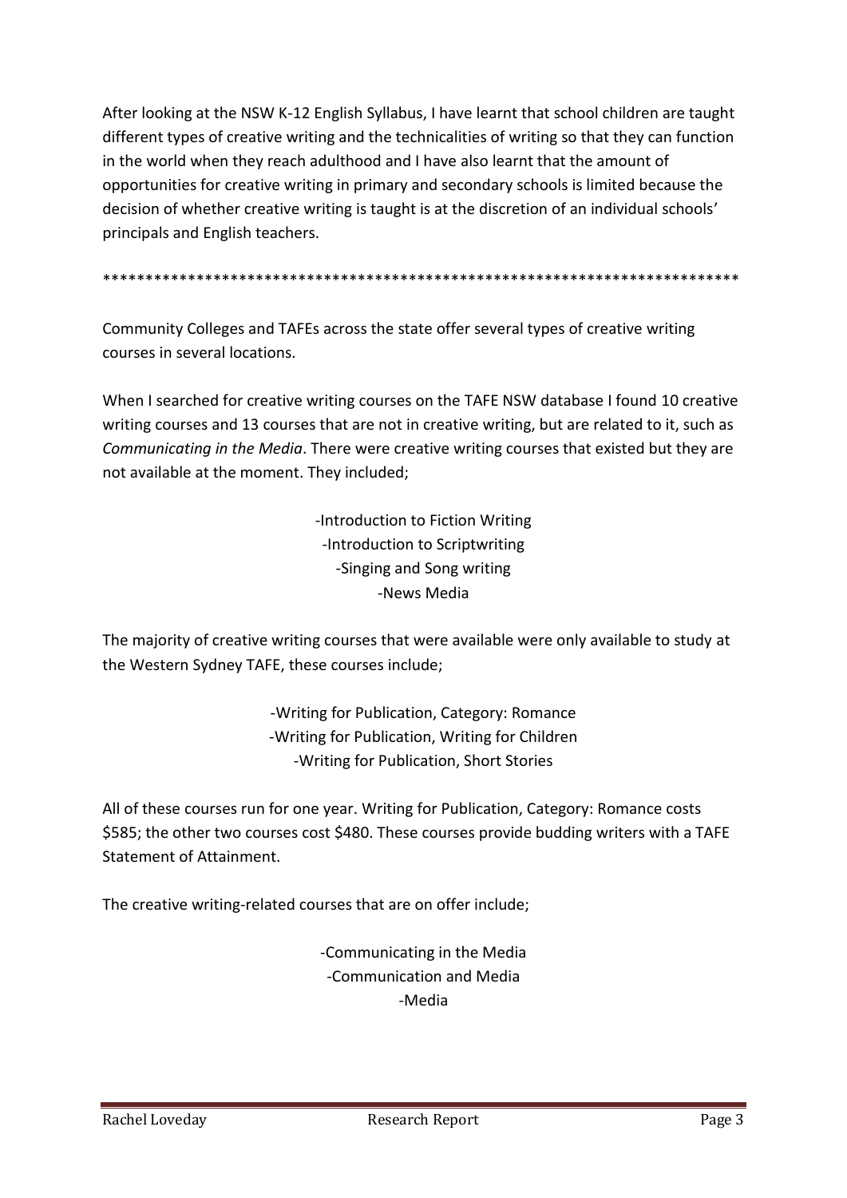After looking at the NSW K-12 English Syllabus, I have learnt that school children are taught different types of creative writing and the technicalities of writing so that they can function in the world when they reach adulthood and I have also learnt that the amount of opportunities for creative writing in primary and secondary schools is limited because the decision of whether creative writing is taught is at the discretion of an individual schools' principals and English teachers.

***************************************************************************

Community Colleges and TAFEs across the state offer several types of creative writing courses in several locations.

When I searched for creative writing courses on the TAFE NSW database I found 10 creative writing courses and 13 courses that are not in creative writing, but are related to it, such as *Communicating in the Media*. There were creative writing courses that existed but they are not available at the moment. They included;

-Introduction to Fiction Writing
-Introduction to Scriptwriting
-Singing and Song writing
-News Media

The majority of creative writing courses that were available were only available to study at the Western Sydney TAFE, these courses include;

-Writing for Publication, Category: Romance
-Writing for Publication, Writing for Children
-Writing for Publication, Short Stories

All of these courses run for one year. Writing for Publication, Category: Romance costs $585; the other two courses cost $480. These courses provide budding writers with a TAFE Statement of Attainment.

The creative writing-related courses that are on offer include;

-Communicating in the Media
-Communication and Media
-Media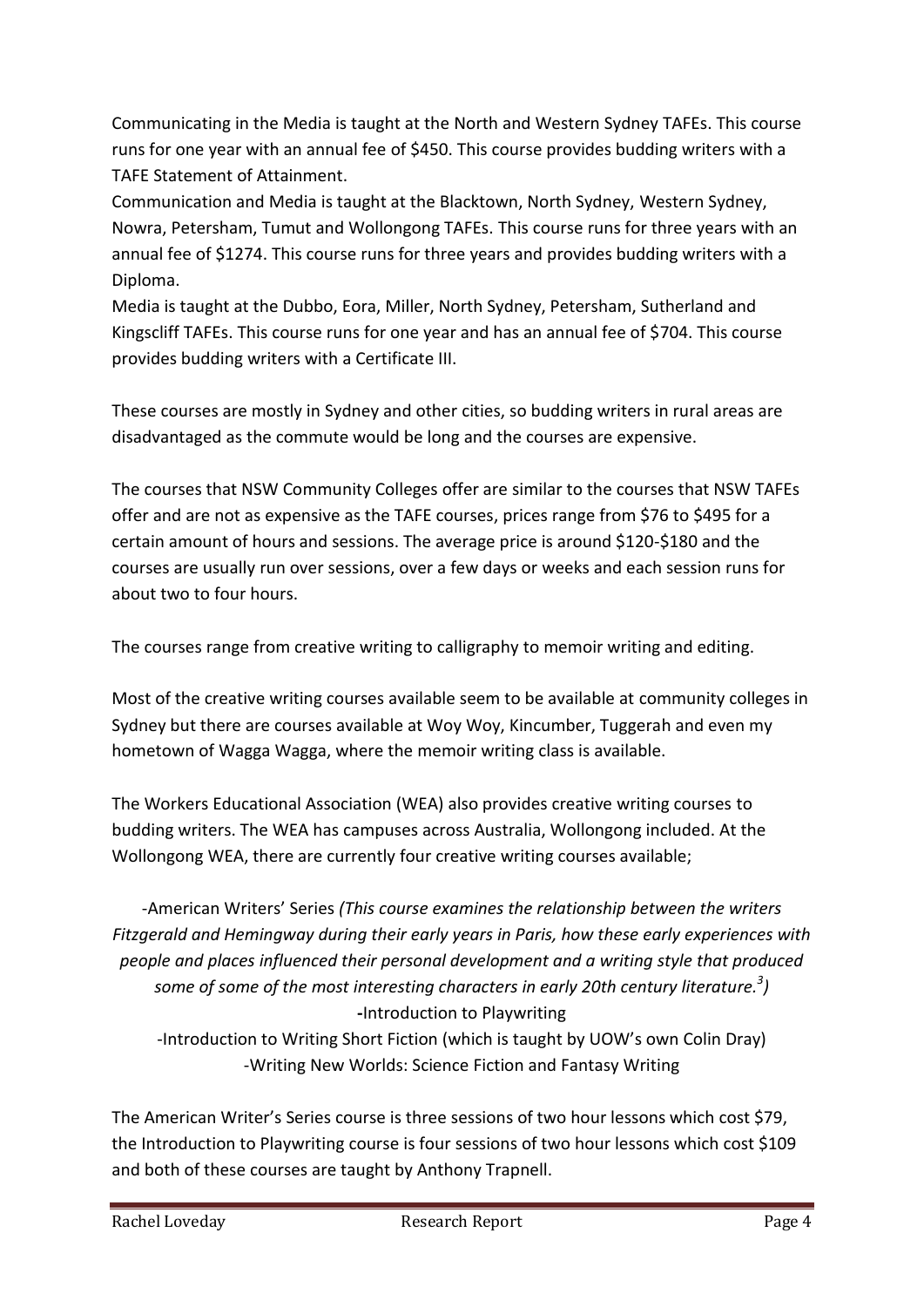Communicating in the Media is taught at the North and Western Sydney TAFEs. This course runs for one year with an annual fee of $450. This course provides budding writers with a TAFE Statement of Attainment.

Communication and Media is taught at the Blacktown, North Sydney, Western Sydney, Nowra, Petersham, Tumut and Wollongong TAFEs. This course runs for three years with an annual fee of $1274. This course runs for three years and provides budding writers with a Diploma.

Media is taught at the Dubbo, Eora, Miller, North Sydney, Petersham, Sutherland and Kingscliff TAFEs. This course runs for one year and has an annual fee of $704. This course provides budding writers with a Certificate III.

These courses are mostly in Sydney and other cities, so budding writers in rural areas are disadvantaged as the commute would be long and the courses are expensive.

The courses that NSW Community Colleges offer are similar to the courses that NSW TAFEs offer and are not as expensive as the TAFE courses, prices range from $76 to $495 for a certain amount of hours and sessions. The average price is around $120-$180 and the courses are usually run over sessions, over a few days or weeks and each session runs for about two to four hours.

The courses range from creative writing to calligraphy to memoir writing and editing.

Most of the creative writing courses available seem to be available at community colleges in Sydney but there are courses available at Woy Woy, Kincumber, Tuggerah and even my hometown of Wagga Wagga, where the memoir writing class is available.

The Workers Educational Association (WEA) also provides creative writing courses to budding writers. The WEA has campuses across Australia, Wollongong included. At the Wollongong WEA, there are currently four creative writing courses available;

-American Writers' Series *(This course examines the relationship between the writers Fitzgerald and Hemingway during their early years in Paris, how these early experiences with people and places influenced their personal development and a writing style that produced some of some of the most interesting characters in early 20th century literature.[3])*

-Introduction to Playwriting

-Introduction to Writing Short Fiction (which is taught by UOW's own Colin Dray)

-Writing New Worlds: Science Fiction and Fantasy Writing

The American Writer's Series course is three sessions of two hour lessons which cost $79, the Introduction to Playwriting course is four sessions of two hour lessons which cost $109 and both of these courses are taught by Anthony Trapnell.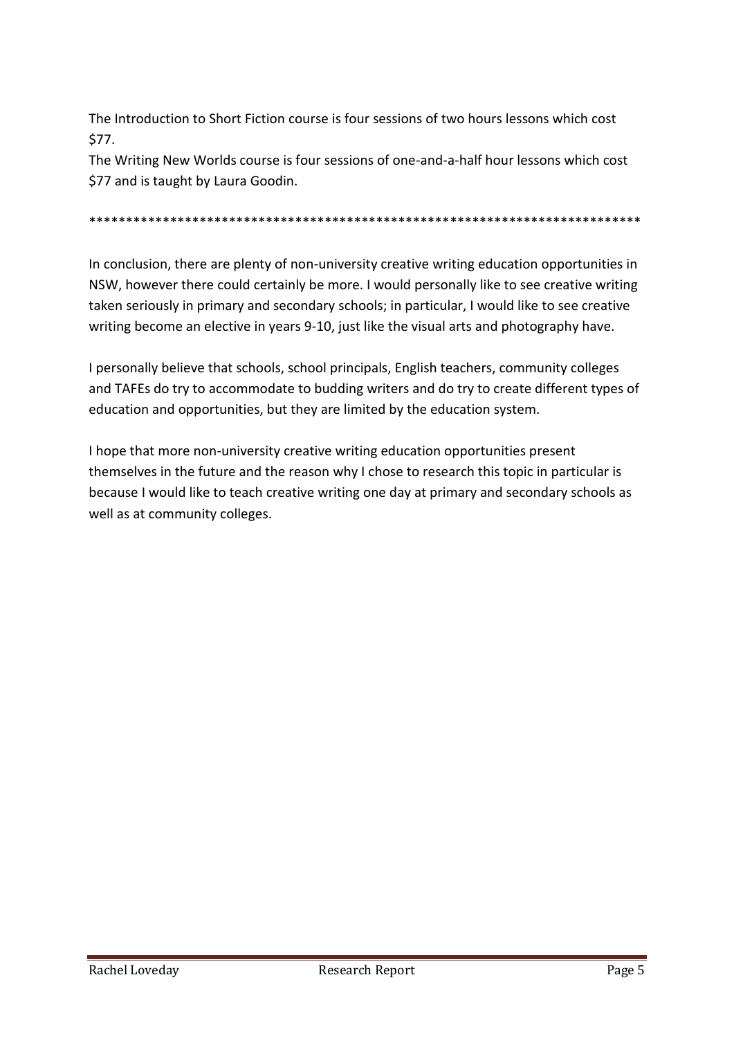The Introduction to Short Fiction course is four sessions of two hours lessons which cost $77.
The Writing New Worlds course is four sessions of one-and-a-half hour lessons which cost $77 and is taught by Laura Goodin.

****************************************************************************

In conclusion, there are plenty of non-university creative writing education opportunities in NSW, however there could certainly be more. I would personally like to see creative writing taken seriously in primary and secondary schools; in particular, I would like to see creative writing become an elective in years 9-10, just like the visual arts and photography have.

I personally believe that schools, school principals, English teachers, community colleges and TAFEs do try to accommodate to budding writers and do try to create different types of education and opportunities, but they are limited by the education system.

I hope that more non-university creative writing education opportunities present themselves in the future and the reason why I chose to research this topic in particular is because I would like to teach creative writing one day at primary and secondary schools as well as at community colleges.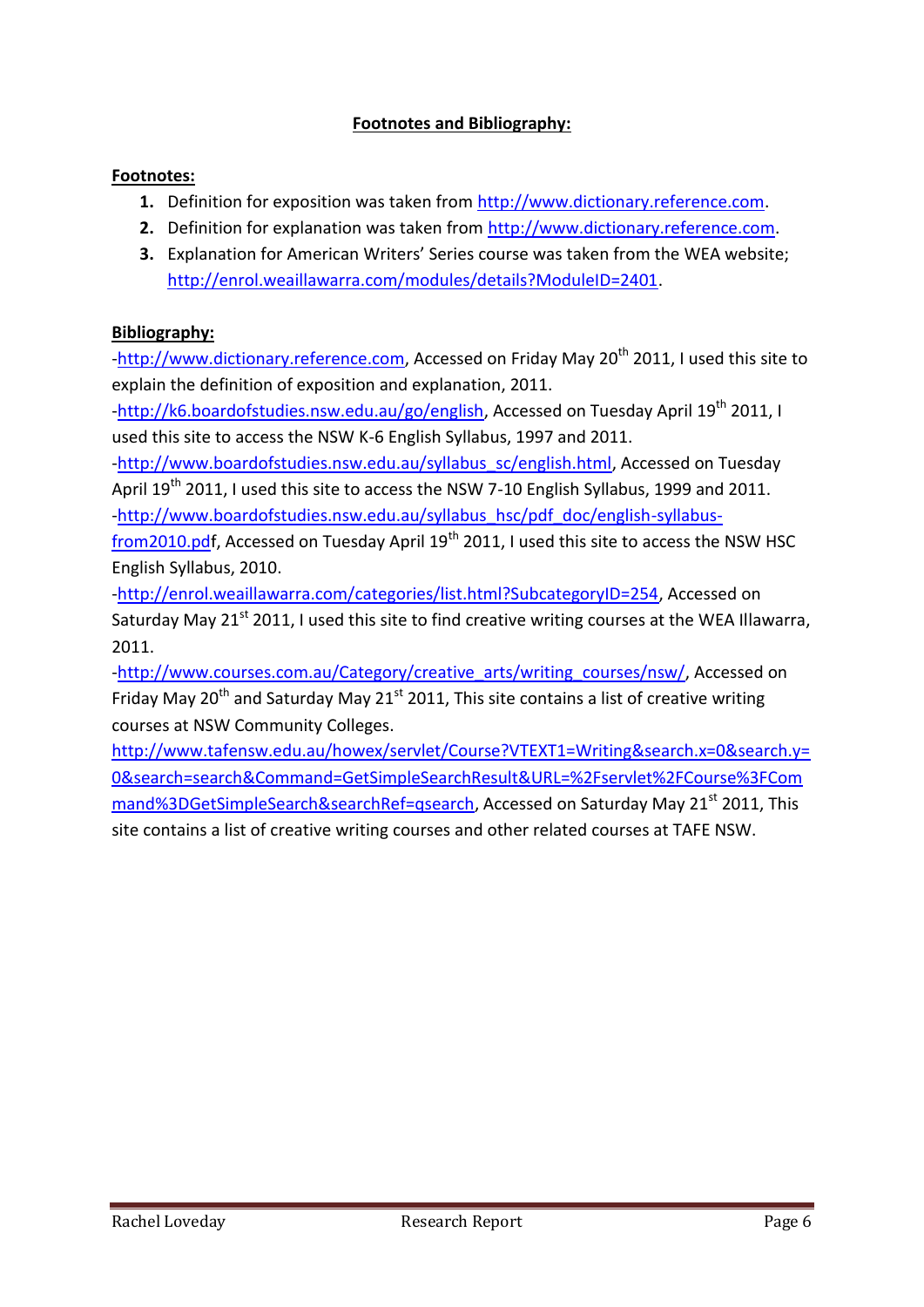**Footnotes and Bibliography:**

**Footnotes:**

1. Definition for exposition was taken from http://www.dictionary.reference.com.
2. Definition for explanation was taken from http://www.dictionary.reference.com.
3. Explanation for American Writers' Series course was taken from the WEA website; http://enrol.weaillawarra.com/modules/details?ModuleID=2401.

**Bibliography:**

-http://www.dictionary.reference.com, Accessed on Friday May 20th 2011, I used this site to explain the definition of exposition and explanation, 2011.

-http://k6.boardofstudies.nsw.edu.au/go/english, Accessed on Tuesday April 19th 2011, I used this site to access the NSW K-6 English Syllabus, 1997 and 2011.

-http://www.boardofstudies.nsw.edu.au/syllabus_sc/english.html, Accessed on Tuesday April 19th 2011, I used this site to access the NSW 7-10 English Syllabus, 1999 and 2011.

-http://www.boardofstudies.nsw.edu.au/syllabus_hsc/pdf_doc/english-syllabus-from2010.pdf, Accessed on Tuesday April 19th 2011, I used this site to access the NSW HSC English Syllabus, 2010.

-http://enrol.weaillawarra.com/categories/list.html?SubcategoryID=254, Accessed on Saturday May 21st 2011, I used this site to find creative writing courses at the WEA Illawarra, 2011.

-http://www.courses.com.au/Category/creative_arts/writing_courses/nsw/, Accessed on Friday May 20th and Saturday May 21st 2011, This site contains a list of creative writing courses at NSW Community Colleges.

http://www.tafensw.edu.au/howex/servlet/Course?VTEXT1=Writing&search.x=0&search.y=0&search=search&Command=GetSimpleSearchResult&URL=%2Fservlet%2FCourse%3FCommand%3DGetSimpleSearch&searchRef=qsearch, Accessed on Saturday May 21st 2011, This site contains a list of creative writing courses and other related courses at TAFE NSW.